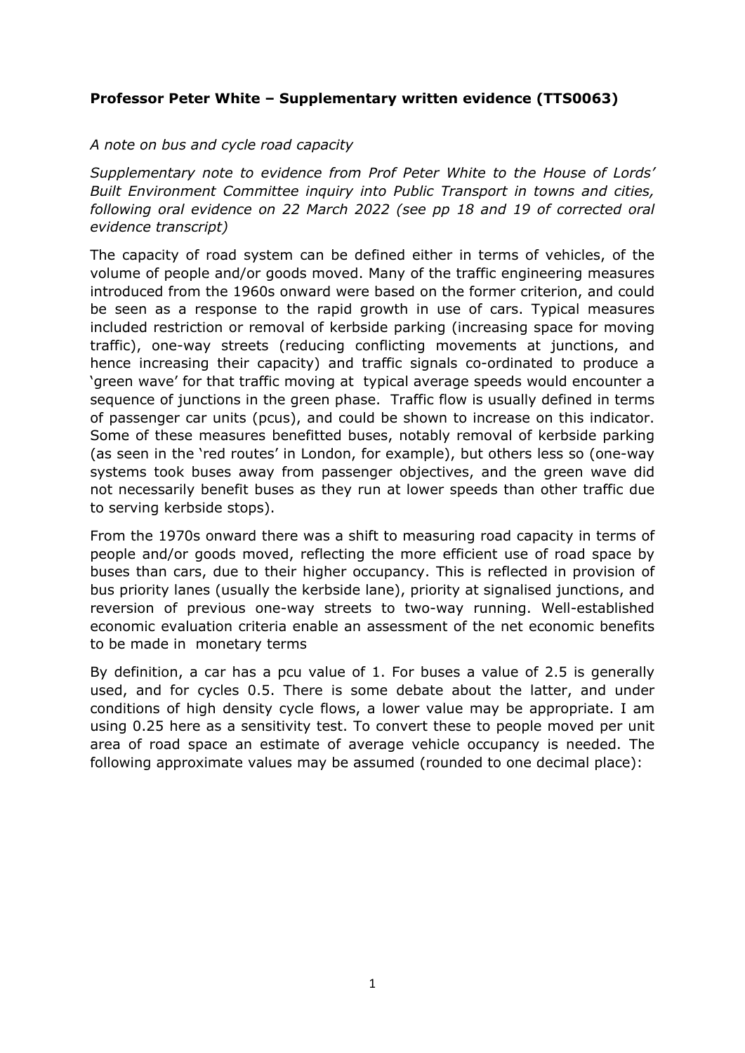**Professor Peter White – Supplementary written evidence (TTS0063)**

*A note on bus and cycle road capacity*

*Supplementary note to evidence from Prof Peter White to the House of Lords' Built Environment Committee inquiry into Public Transport in towns and cities, following oral evidence on 22 March 2022 (see pp 18 and 19 of corrected oral evidence transcript)*

The capacity of road system can be defined either in terms of vehicles, of the volume of people and/or goods moved. Many of the traffic engineering measures introduced from the 1960s onward were based on the former criterion, and could be seen as a response to the rapid growth in use of cars. Typical measures included restriction or removal of kerbside parking (increasing space for moving traffic), one-way streets (reducing conflicting movements at junctions, and hence increasing their capacity) and traffic signals co-ordinated to produce a 'green wave' for that traffic moving at typical average speeds would encounter a sequence of junctions in the green phase. Traffic flow is usually defined in terms of passenger car units (pcus), and could be shown to increase on this indicator. Some of these measures benefitted buses, notably removal of kerbside parking (as seen in the 'red routes' in London, for example), but others less so (one-way systems took buses away from passenger objectives, and the green wave did not necessarily benefit buses as they run at lower speeds than other traffic due to serving kerbside stops).

From the 1970s onward there was a shift to measuring road capacity in terms of people and/or goods moved, reflecting the more efficient use of road space by buses than cars, due to their higher occupancy. This is reflected in provision of bus priority lanes (usually the kerbside lane), priority at signalised junctions, and reversion of previous one-way streets to two-way running. Well-established economic evaluation criteria enable an assessment of the net economic benefits to be made in monetary terms

By definition, a car has a pcu value of 1. For buses a value of 2.5 is generally used, and for cycles 0.5. There is some debate about the latter, and under conditions of high density cycle flows, a lower value may be appropriate. I am using 0.25 here as a sensitivity test. To convert these to people moved per unit area of road space an estimate of average vehicle occupancy is needed. The following approximate values may be assumed (rounded to one decimal place):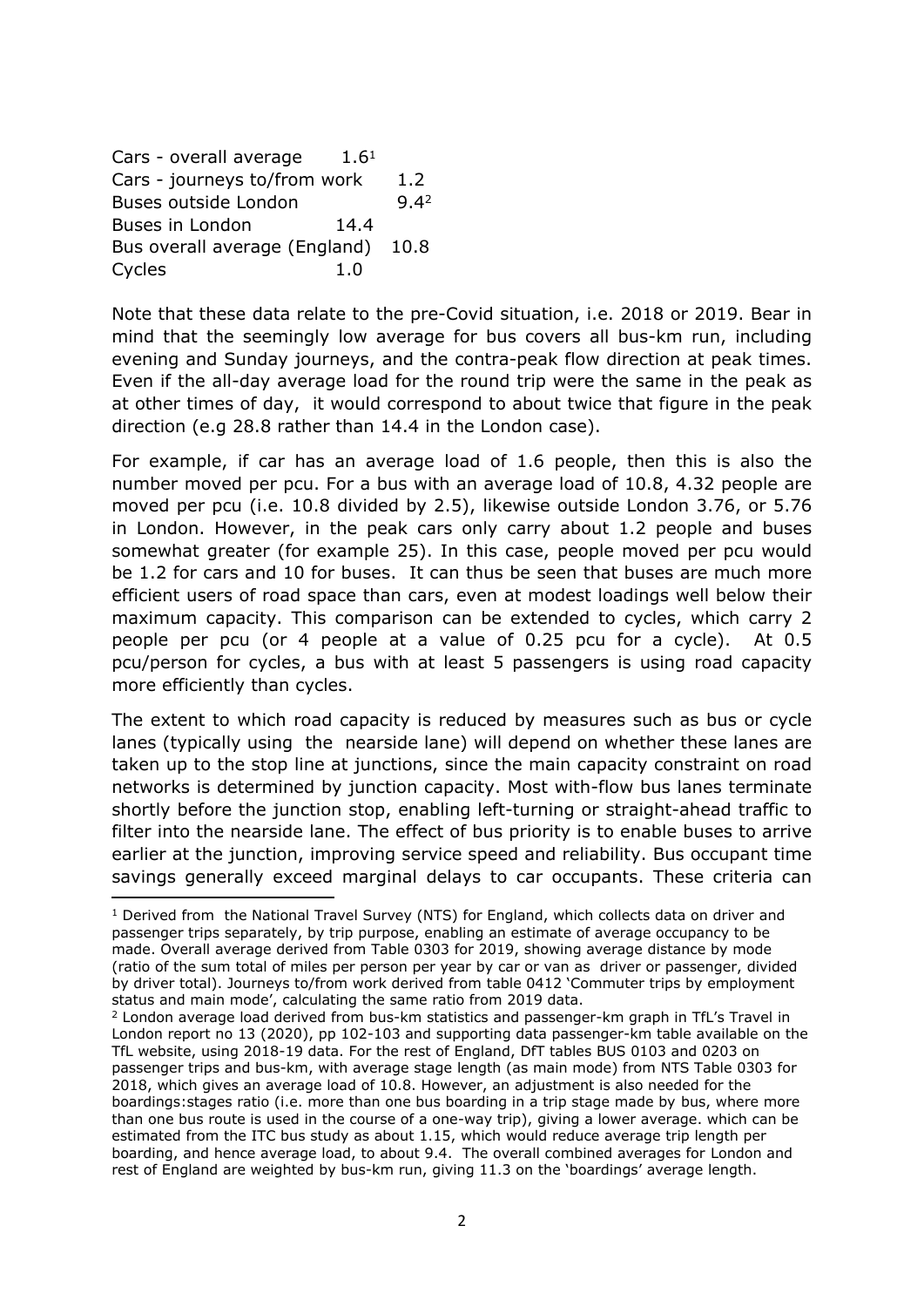| | |
|---|---|
| Cars - overall average | 1.6[1] |
| Cars - journeys to/from work | 1.2 |
| Buses outside London | 9.4[2] |
| Buses in London | 14.4 |
| Bus overall average (England) | 10.8 |
| Cycles | 1.0 |

Note that these data relate to the pre-Covid situation, i.e. 2018 or 2019. Bear in mind that the seemingly low average for bus covers all bus-km run, including evening and Sunday journeys, and the contra-peak flow direction at peak times. Even if the all-day average load for the round trip were the same in the peak as at other times of day, it would correspond to about twice that figure in the peak direction (e.g 28.8 rather than 14.4 in the London case).

For example, if car has an average load of 1.6 people, then this is also the number moved per pcu. For a bus with an average load of 10.8, 4.32 people are moved per pcu (i.e. 10.8 divided by 2.5), likewise outside London 3.76, or 5.76 in London. However, in the peak cars only carry about 1.2 people and buses somewhat greater (for example 25). In this case, people moved per pcu would be 1.2 for cars and 10 for buses. It can thus be seen that buses are much more efficient users of road space than cars, even at modest loadings well below their maximum capacity. This comparison can be extended to cycles, which carry 2 people per pcu (or 4 people at a value of 0.25 pcu for a cycle). At 0.5 pcu/person for cycles, a bus with at least 5 passengers is using road capacity more efficiently than cycles.

The extent to which road capacity is reduced by measures such as bus or cycle lanes (typically using the nearside lane) will depend on whether these lanes are taken up to the stop line at junctions, since the main capacity constraint on road networks is determined by junction capacity. Most with-flow bus lanes terminate shortly before the junction stop, enabling left-turning or straight-ahead traffic to filter into the nearside lane. The effect of bus priority is to enable buses to arrive earlier at the junction, improving service speed and reliability. Bus occupant time savings generally exceed marginal delays to car occupants. These criteria can

[1] Derived from the National Travel Survey (NTS) for England, which collects data on driver and passenger trips separately, by trip purpose, enabling an estimate of average occupancy to be made. Overall average derived from Table 0303 for 2019, showing average distance by mode (ratio of the sum total of miles per person per year by car or van as driver or passenger, divided by driver total). Journeys to/from work derived from table 0412 'Commuter trips by employment status and main mode', calculating the same ratio from 2019 data.

[2] London average load derived from bus-km statistics and passenger-km graph in TfL's Travel in London report no 13 (2020), pp 102-103 and supporting data passenger-km table available on the TfL website, using 2018-19 data. For the rest of England, DfT tables BUS 0103 and 0203 on passenger trips and bus-km, with average stage length (as main mode) from NTS Table 0303 for 2018, which gives an average load of 10.8. However, an adjustment is also needed for the boardings:stages ratio (i.e. more than one bus boarding in a trip stage made by bus, where more than one bus route is used in the course of a one-way trip), giving a lower average. which can be estimated from the ITC bus study as about 1.15, which would reduce average trip length per boarding, and hence average load, to about 9.4. The overall combined averages for London and rest of England are weighted by bus-km run, giving 11.3 on the 'boardings' average length.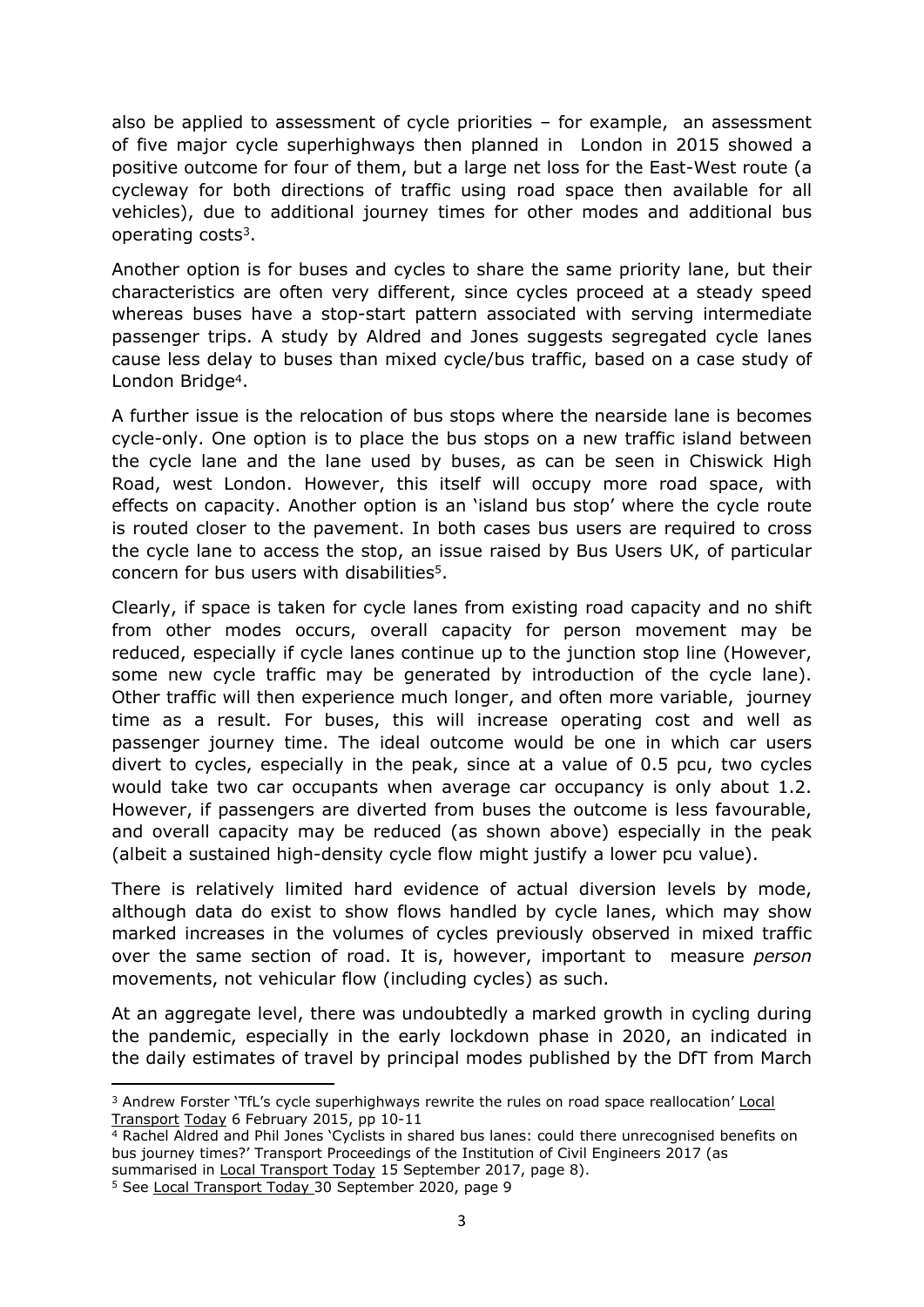also be applied to assessment of cycle priorities – for example, an assessment of five major cycle superhighways then planned in London in 2015 showed a positive outcome for four of them, but a large net loss for the East-West route (a cycleway for both directions of traffic using road space then available for all vehicles), due to additional journey times for other modes and additional bus operating costs[3].

Another option is for buses and cycles to share the same priority lane, but their characteristics are often very different, since cycles proceed at a steady speed whereas buses have a stop-start pattern associated with serving intermediate passenger trips. A study by Aldred and Jones suggests segregated cycle lanes cause less delay to buses than mixed cycle/bus traffic, based on a case study of London Bridge[4].

A further issue is the relocation of bus stops where the nearside lane is becomes cycle-only. One option is to place the bus stops on a new traffic island between the cycle lane and the lane used by buses, as can be seen in Chiswick High Road, west London. However, this itself will occupy more road space, with effects on capacity. Another option is an 'island bus stop' where the cycle route is routed closer to the pavement. In both cases bus users are required to cross the cycle lane to access the stop, an issue raised by Bus Users UK, of particular concern for bus users with disabilities[5].

Clearly, if space is taken for cycle lanes from existing road capacity and no shift from other modes occurs, overall capacity for person movement may be reduced, especially if cycle lanes continue up to the junction stop line (However, some new cycle traffic may be generated by introduction of the cycle lane). Other traffic will then experience much longer, and often more variable, journey time as a result. For buses, this will increase operating cost and well as passenger journey time. The ideal outcome would be one in which car users divert to cycles, especially in the peak, since at a value of 0.5 pcu, two cycles would take two car occupants when average car occupancy is only about 1.2. However, if passengers are diverted from buses the outcome is less favourable, and overall capacity may be reduced (as shown above) especially in the peak (albeit a sustained high-density cycle flow might justify a lower pcu value).

There is relatively limited hard evidence of actual diversion levels by mode, although data do exist to show flows handled by cycle lanes, which may show marked increases in the volumes of cycles previously observed in mixed traffic over the same section of road. It is, however, important to measure *person* movements, not vehicular flow (including cycles) as such.

At an aggregate level, there was undoubtedly a marked growth in cycling during the pandemic, especially in the early lockdown phase in 2020, an indicated in the daily estimates of travel by principal modes published by the DfT from March

---

[3] Andrew Forster 'TfL's cycle superhighways rewrite the rules on road space reallocation' Local Transport Today 6 February 2015, pp 10-11

[4] Rachel Aldred and Phil Jones 'Cyclists in shared bus lanes: could there unrecognised benefits on bus journey times?' Transport Proceedings of the Institution of Civil Engineers 2017 (as summarised in Local Transport Today 15 September 2017, page 8).

[5] See Local Transport Today 30 September 2020, page 9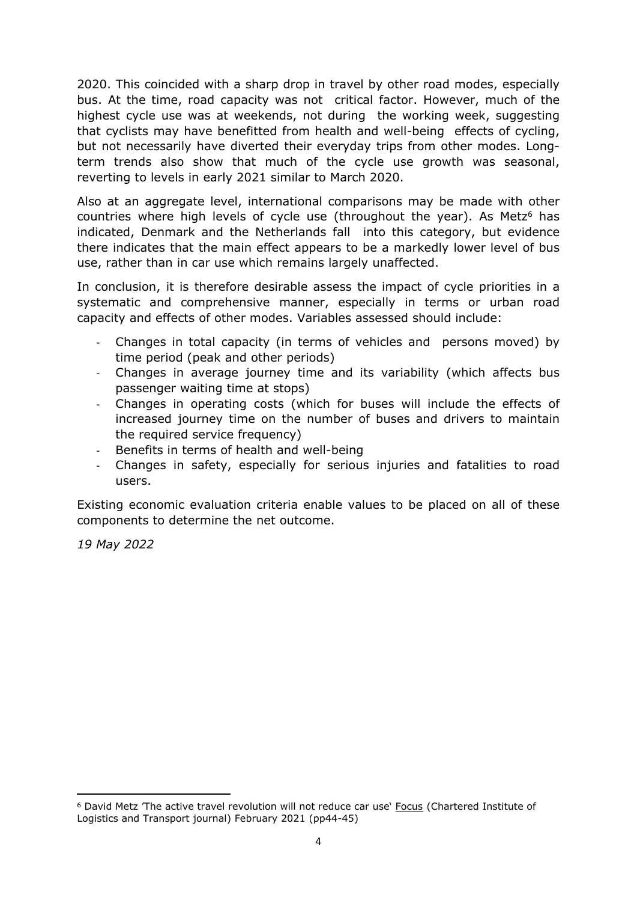2020. This coincided with a sharp drop in travel by other road modes, especially bus. At the time, road capacity was not critical factor. However, much of the highest cycle use was at weekends, not during the working week, suggesting that cyclists may have benefitted from health and well-being effects of cycling, but not necessarily have diverted their everyday trips from other modes. Long-term trends also show that much of the cycle use growth was seasonal, reverting to levels in early 2021 similar to March 2020.

Also at an aggregate level, international comparisons may be made with other countries where high levels of cycle use (throughout the year). As Metz[6] has indicated, Denmark and the Netherlands fall into this category, but evidence there indicates that the main effect appears to be a markedly lower level of bus use, rather than in car use which remains largely unaffected.

In conclusion, it is therefore desirable assess the impact of cycle priorities in a systematic and comprehensive manner, especially in terms or urban road capacity and effects of other modes. Variables assessed should include:

- Changes in total capacity (in terms of vehicles and persons moved) by time period (peak and other periods)
- Changes in average journey time and its variability (which affects bus passenger waiting time at stops)
- Changes in operating costs (which for buses will include the effects of increased journey time on the number of buses and drivers to maintain the required service frequency)
- Benefits in terms of health and well-being
- Changes in safety, especially for serious injuries and fatalities to road users.

Existing economic evaluation criteria enable values to be placed on all of these components to determine the net outcome.

*19 May 2022*

[6] David Metz 'The active travel revolution will not reduce car use' Focus (Chartered Institute of Logistics and Transport journal) February 2021 (pp44-45)